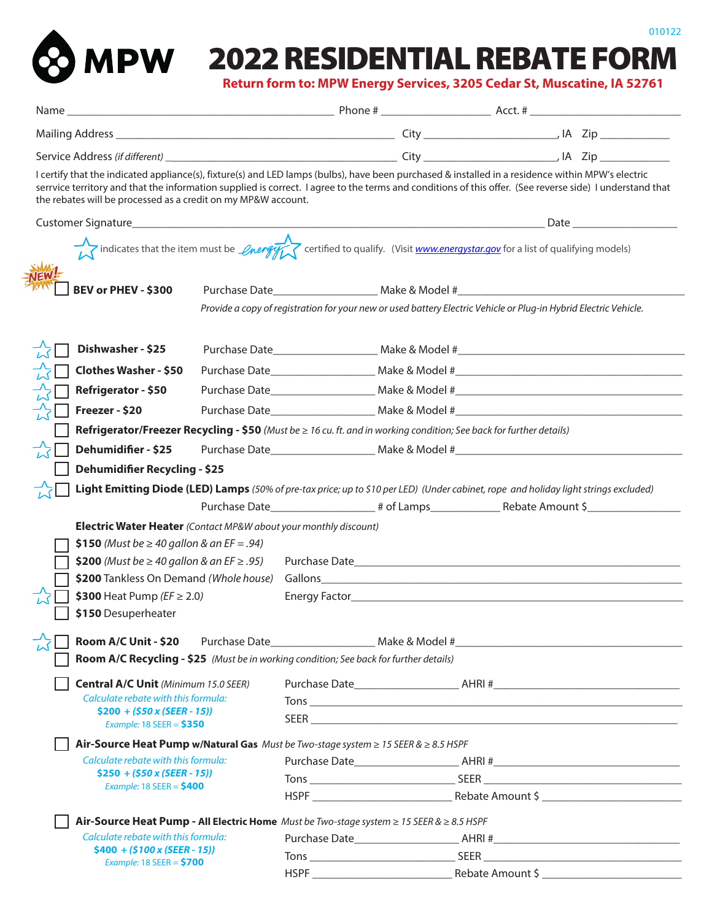010122

# MPW 2022 RESIDENTIAL REBATE FORM

**Return form to: MPW Energy Services, 3205 Cedar St, Muscatine, IA 52761**

Name ______________________ Phone # ____________ Acct. # ______________

Mailing Address ______________________ City ____________, IA Zip ________

Service Address *(if different)* ______________________ City ____________, IA Zip ________

I certify that the indicated appliance(s), fixture(s) and LED lamps (bulbs), have been purchased & installed in a residence within MPW's electric serrvice territory and that the information supplied is correct. I agree to the terms and conditions of this offer. (See reverse side) I understand that the rebates will be processed as a credit on my MP&W account.

Customer Signature______________________________________ Date ____________

☆ indicates that the item must be Energy Star certified to qualify. (Visit www.energystar.gov for a list of qualifying models)

NEW! ☐ **BEV or PHEV - $300** Purchase Date____________ Make & Model #____________________
*Provide a copy of registration for your new or used battery Electric Vehicle or Plug-in Hybrid Electric Vehicle.*

☆ ☐ **Dishwasher - $25** Purchase Date____________ Make & Model #____________________

☆ ☐ **Clothes Washer - $50** Purchase Date____________ Make & Model #____________________

☆ ☐ **Refrigerator - $50** Purchase Date____________ Make & Model #____________________

☆ ☐ **Freezer - $20** Purchase Date____________ Make & Model #____________________

☐ **Refrigerator/Freezer Recycling - $50** *(Must be ≥ 16 cu. ft. and in working condition; See back for further details)*

☆ ☐ **Dehumidifier - $25** Purchase Date____________ Make & Model #____________________

☐ **Dehumidifier Recycling - $25**

☆ ☐ **Light Emitting Diode (LED) Lamps** *(50% of pre-tax price; up to $10 per LED) (Under cabinet, rope and holiday light strings excluded)*
Purchase Date____________ # of Lamps________ Rebate Amount $__________

**Electric Water Heater** *(Contact MP&W about your monthly discount)*

☐ **$150** *(Must be ≥ 40 gallon & an EF = .94)*

☐ **$200** *(Must be ≥ 40 gallon & an EF ≥ .95)* Purchase Date____________________

☐ **$200** Tankless On Demand *(Whole house)* Gallons____________________

☆ ☐ **$300** Heat Pump *(EF ≥ 2.0)* Energy Factor____________________

☐ **$150** Desuperheater

☆ ☐ **Room A/C Unit - $20** Purchase Date____________ Make & Model #____________________

☐ **Room A/C Recycling - $25** *(Must be in working condition; See back for further details)*

☐ **Central A/C Unit** *(Minimum 15.0 SEER)* Purchase Date____________ AHRI #____________
*Calculate rebate with this formula:*
**$200 + ($50 x (SEER - 15))**
*Example:* 18 SEER = **$350**
Tons ____________________
SEER ____________________

☐ **Air-Source Heat Pump w/Natural Gas** *Must be Two-stage system ≥ 15 SEER & ≥ 8.5 HSPF*
*Calculate rebate with this formula:*
**$250 + ($50 x (SEER - 15))**
*Example:* 18 SEER = **$400**
Purchase Date____________ AHRI #____________
Tons ____________ SEER ____________
HSPF ____________ Rebate Amount $ ____________

☐ **Air-Source Heat Pump - All Electric Home** *Must be Two-stage system ≥ 15 SEER & ≥ 8.5 HSPF*
*Calculate rebate with this formula:*
**$400 + ($100 x (SEER - 15))**
*Example:* 18 SEER = **$700**
Purchase Date____________ AHRI #____________
Tons ____________ SEER ____________
HSPF ____________ Rebate Amount $ ____________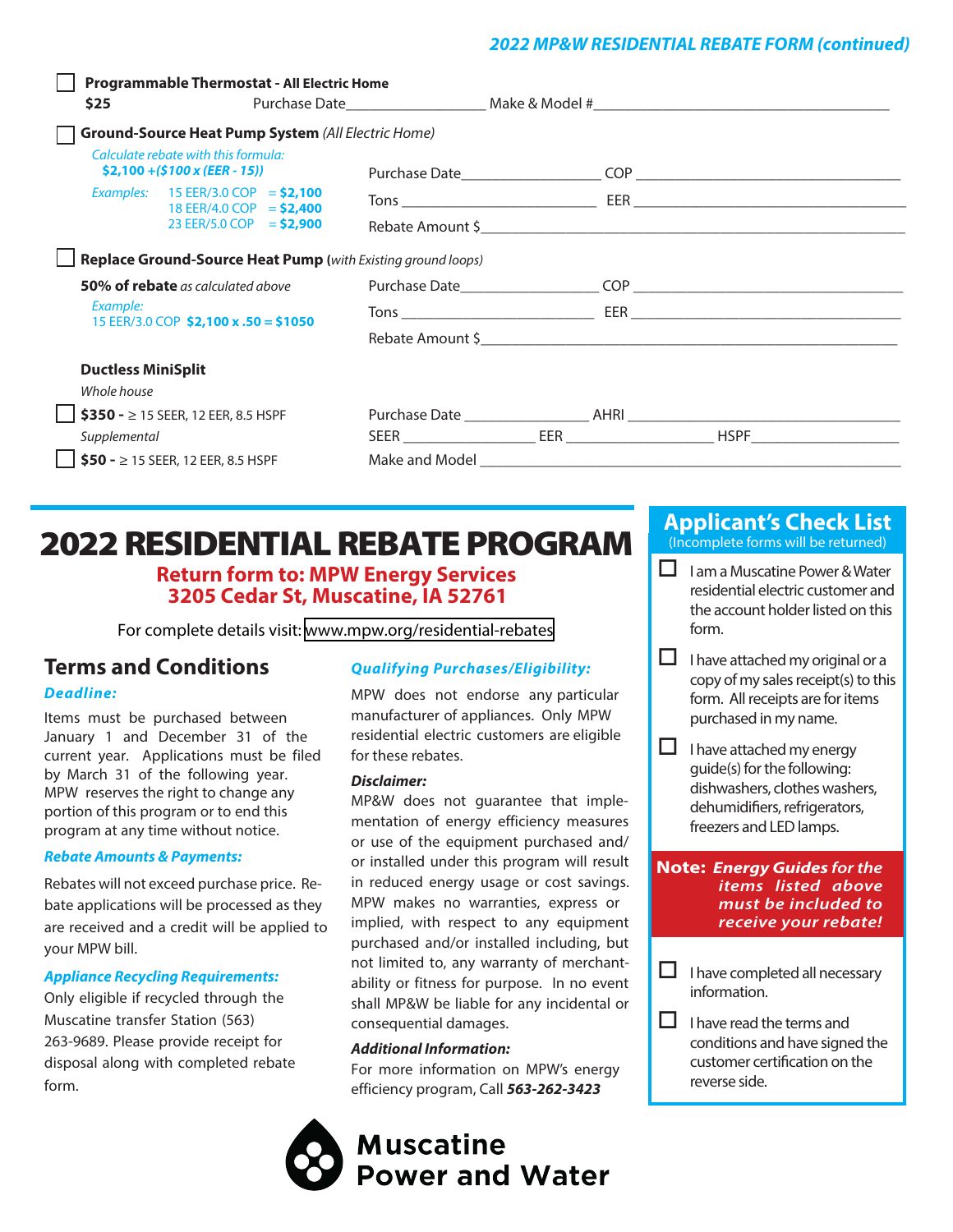*2022 MP&W RESIDENTIAL REBATE FORM (continued)*

☐ **Programmable Thermostat - All Electric Home**
**$25** Purchase Date__________ Make & Model #__________

☐ **Ground-Source Heat Pump System** *(All Electric Home)*

*Calculate rebate with this formula:*
***$2,100 +($100 x (EER - 15))***

*Examples:*
15 EER/3.0 COP = **$2,100**
18 EER/4.0 COP = **$2,400**
23 EER/5.0 COP = **$2,900**

Purchase Date__________ COP __________
Tons __________ EER __________
Rebate Amount $__________

☐ **Replace Ground-Source Heat Pump** (*with Existing ground loops)*

**50% of rebate** *as calculated above*

*Example:*
15 EER/3.0 COP **$2,100 x .50 = $1050**

Purchase Date__________ COP __________
Tons __________ EER __________
Rebate Amount $__________

**Ductless MiniSplit**

*Whole house*
☐ **$350 -** ≥ 15 SEER, 12 EER, 8.5 HSPF

*Supplemental*
☐ **$50 -** ≥ 15 SEER, 12 EER, 8.5 HSPF

Purchase Date __________ AHRI __________
SEER __________ EER __________ HSPF__________
Make and Model __________

# 2022 RESIDENTIAL REBATE PROGRAM

**Return form to: MPW Energy Services**
**3205 Cedar St, Muscatine, IA 52761**

For complete details visit: www.mpw.org/residential-rebates

## Terms and Conditions

***Deadline:***

Items must be purchased between January 1 and December 31 of the current year. Applications must be filed by March 31 of the following year. MPW reserves the right to change any portion of this program or to end this program at any time without notice.

***Rebate Amounts & Payments:***

Rebates will not exceed purchase price. Rebate applications will be processed as they are received and a credit will be applied to your MPW bill.

***Appliance Recycling Requirements:***

Only eligible if recycled through the Muscatine transfer Station (563) 263-9689. Please provide receipt for disposal along with completed rebate form.

***Qualifying Purchases/Eligibility:***

MPW does not endorse any particular manufacturer of appliances. Only MPW residential electric customers are eligible for these rebates.

***Disclaimer:***

MP&W does not guarantee that implementation of energy efficiency measures or use of the equipment purchased and/or installed under this program will result in reduced energy usage or cost savings. MPW makes no warranties, express or implied, with respect to any equipment purchased and/or installed including, but not limited to, any warranty of merchantability or fitness for purpose. In no event shall MP&W be liable for any incidental or consequential damages.

***Additional Information:***

For more information on MPW's energy efficiency program, Call ***563-262-3423***

## Applicant's Check List

(Incomplete forms will be returned)

☐ I am a Muscatine Power & Water residential electric customer and the account holder listed on this form.

☐ I have attached my original or a copy of my sales receipt(s) to this form. All receipts are for items purchased in my name.

☐ I have attached my energy guide(s) for the following: dishwashers, clothes washers, dehumidifiers, refrigerators, freezers and LED lamps.

**Note:** ***Energy Guides for the items listed above must be included to receive your rebate!***

☐ I have completed all necessary information.

☐ I have read the terms and conditions and have signed the customer certification on the reverse side.

**Muscatine Power and Water**